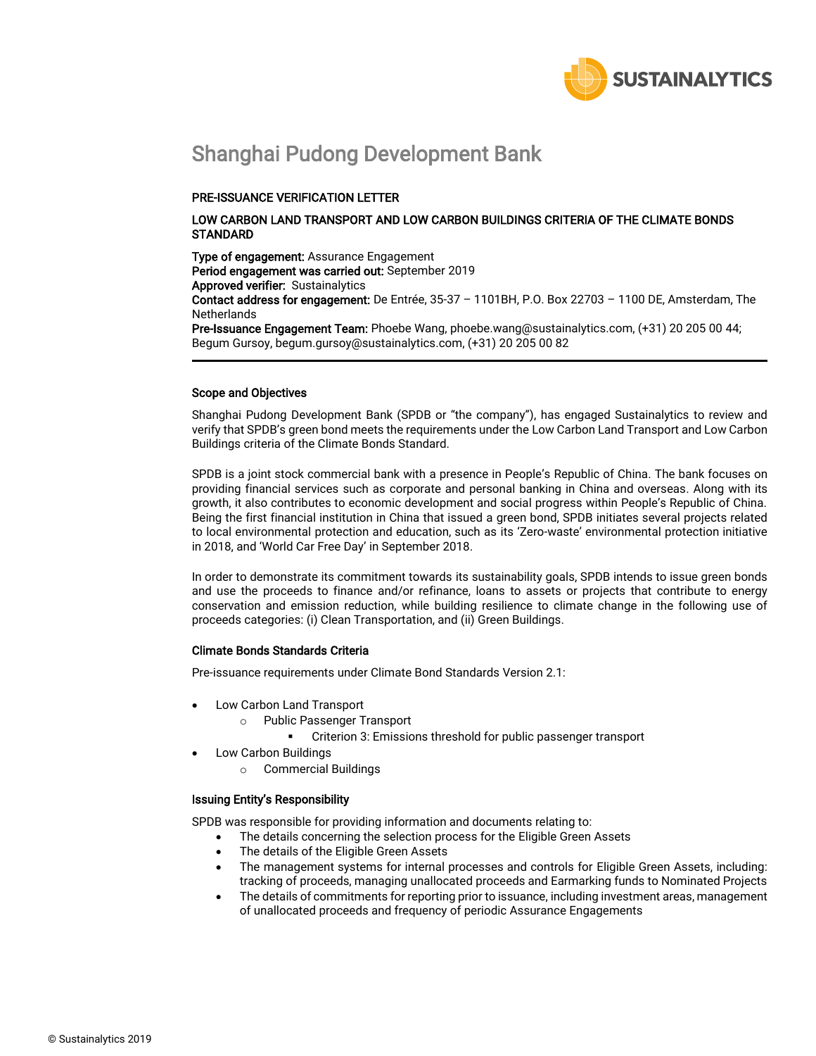# Shanghai Pudong Development Bank

**PRE-ISSUANCE VERIFICATION LETTER**

**LOW CARBON LAND TRANSPORT AND LOW CARBON BUILDINGS CRITERIA OF THE CLIMATE BONDS STANDARD**

**Type of engagement:** Assurance Engagement
**Period engagement was carried out:** September 2019
**Approved verifier:** Sustainalytics
**Contact address for engagement:** De Entrée, 35-37 – 1101BH, P.O. Box 22703 – 1100 DE, Amsterdam, The Netherlands
**Pre-Issuance Engagement Team:** Phoebe Wang, phoebe.wang@sustainalytics.com, (+31) 20 205 00 44; Begum Gursoy, begum.gursoy@sustainalytics.com, (+31) 20 205 00 82

---

## Scope and Objectives

Shanghai Pudong Development Bank (SPDB or "the company"), has engaged Sustainalytics to review and verify that SPDB's green bond meets the requirements under the Low Carbon Land Transport and Low Carbon Buildings criteria of the Climate Bonds Standard.

SPDB is a joint stock commercial bank with a presence in People's Republic of China. The bank focuses on providing financial services such as corporate and personal banking in China and overseas. Along with its growth, it also contributes to economic development and social progress within People's Republic of China. Being the first financial institution in China that issued a green bond, SPDB initiates several projects related to local environmental protection and education, such as its 'Zero-waste' environmental protection initiative in 2018, and 'World Car Free Day' in September 2018.

In order to demonstrate its commitment towards its sustainability goals, SPDB intends to issue green bonds and use the proceeds to finance and/or refinance, loans to assets or projects that contribute to energy conservation and emission reduction, while building resilience to climate change in the following use of proceeds categories: (i) Clean Transportation, and (ii) Green Buildings.

## Climate Bonds Standards Criteria

Pre-issuance requirements under Climate Bond Standards Version 2.1:

- Low Carbon Land Transport
  - Public Passenger Transport
    - Criterion 3: Emissions threshold for public passenger transport
- Low Carbon Buildings
  - Commercial Buildings

## Issuing Entity's Responsibility

SPDB was responsible for providing information and documents relating to:

- The details concerning the selection process for the Eligible Green Assets
- The details of the Eligible Green Assets
- The management systems for internal processes and controls for Eligible Green Assets, including: tracking of proceeds, managing unallocated proceeds and Earmarking funds to Nominated Projects
- The details of commitments for reporting prior to issuance, including investment areas, management of unallocated proceeds and frequency of periodic Assurance Engagements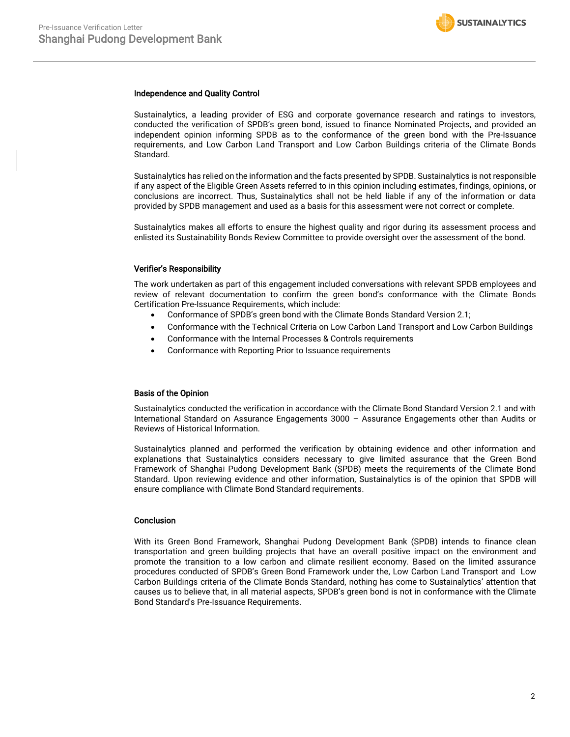### Independence and Quality Control

Sustainalytics, a leading provider of ESG and corporate governance research and ratings to investors, conducted the verification of SPDB's green bond, issued to finance Nominated Projects, and provided an independent opinion informing SPDB as to the conformance of the green bond with the Pre-Issuance requirements, and Low Carbon Land Transport and Low Carbon Buildings criteria of the Climate Bonds Standard.

Sustainalytics has relied on the information and the facts presented by SPDB. Sustainalytics is not responsible if any aspect of the Eligible Green Assets referred to in this opinion including estimates, findings, opinions, or conclusions are incorrect. Thus, Sustainalytics shall not be held liable if any of the information or data provided by SPDB management and used as a basis for this assessment were not correct or complete.

Sustainalytics makes all efforts to ensure the highest quality and rigor during its assessment process and enlisted its Sustainability Bonds Review Committee to provide oversight over the assessment of the bond.

### Verifier's Responsibility

The work undertaken as part of this engagement included conversations with relevant SPDB employees and review of relevant documentation to confirm the green bond's conformance with the Climate Bonds Certification Pre-Issuance Requirements, which include:

- Conformance of SPDB's green bond with the Climate Bonds Standard Version 2.1;
- Conformance with the Technical Criteria on Low Carbon Land Transport and Low Carbon Buildings
- Conformance with the Internal Processes & Controls requirements
- Conformance with Reporting Prior to Issuance requirements

### Basis of the Opinion

Sustainalytics conducted the verification in accordance with the Climate Bond Standard Version 2.1 and with International Standard on Assurance Engagements 3000 – Assurance Engagements other than Audits or Reviews of Historical Information.

Sustainalytics planned and performed the verification by obtaining evidence and other information and explanations that Sustainalytics considers necessary to give limited assurance that the Green Bond Framework of Shanghai Pudong Development Bank (SPDB) meets the requirements of the Climate Bond Standard. Upon reviewing evidence and other information, Sustainalytics is of the opinion that SPDB will ensure compliance with Climate Bond Standard requirements.

### Conclusion

With its Green Bond Framework, Shanghai Pudong Development Bank (SPDB) intends to finance clean transportation and green building projects that have an overall positive impact on the environment and promote the transition to a low carbon and climate resilient economy. Based on the limited assurance procedures conducted of SPDB's Green Bond Framework under the, Low Carbon Land Transport and Low Carbon Buildings criteria of the Climate Bonds Standard, nothing has come to Sustainalytics' attention that causes us to believe that, in all material aspects, SPDB's green bond is not in conformance with the Climate Bond Standard's Pre-Issuance Requirements.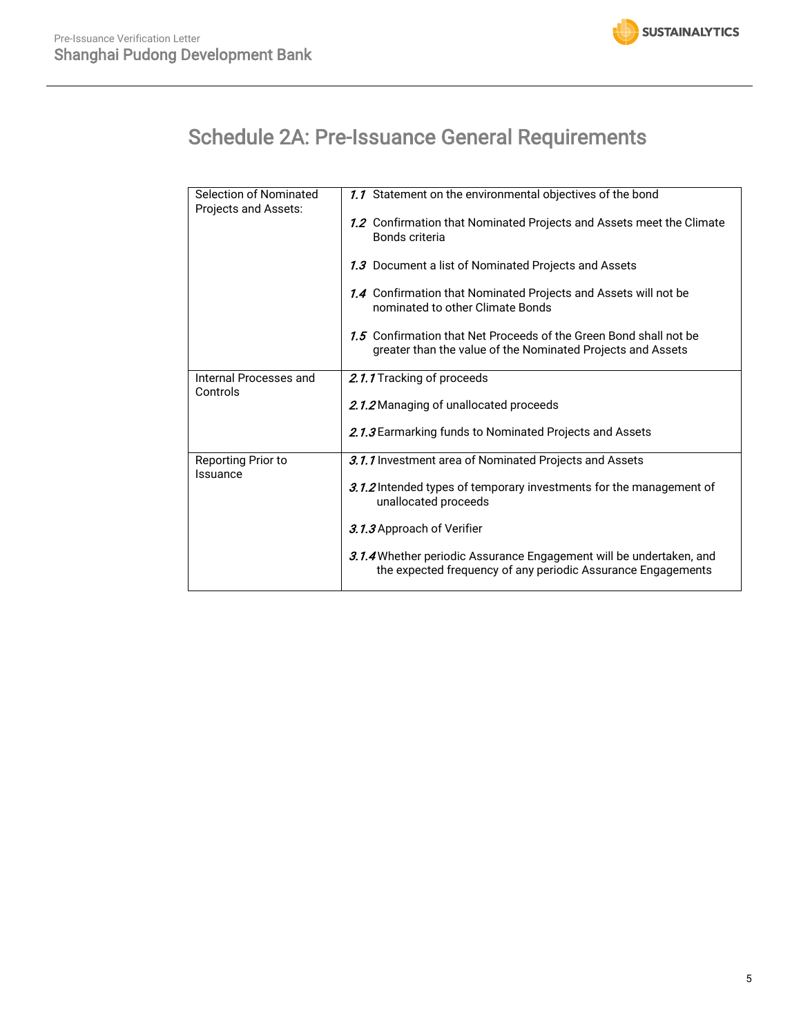# Schedule 2A: Pre-Issuance General Requirements

| | |
|---|---|
| Selection of Nominated Projects and Assets: | *1.1* Statement on the environmental objectives of the bond<br><br>*1.2* Confirmation that Nominated Projects and Assets meet the Climate Bonds criteria<br><br>*1.3* Document a list of Nominated Projects and Assets<br><br>*1.4* Confirmation that Nominated Projects and Assets will not be nominated to other Climate Bonds<br><br>*1.5* Confirmation that Net Proceeds of the Green Bond shall not be greater than the value of the Nominated Projects and Assets |
| Internal Processes and Controls | *2.1.1* Tracking of proceeds<br><br>*2.1.2* Managing of unallocated proceeds<br><br>*2.1.3* Earmarking funds to Nominated Projects and Assets |
| Reporting Prior to Issuance | *3.1.1* Investment area of Nominated Projects and Assets<br><br>*3.1.2* Intended types of temporary investments for the management of unallocated proceeds<br><br>*3.1.3* Approach of Verifier<br><br>*3.1.4* Whether periodic Assurance Engagement will be undertaken, and the expected frequency of any periodic Assurance Engagements |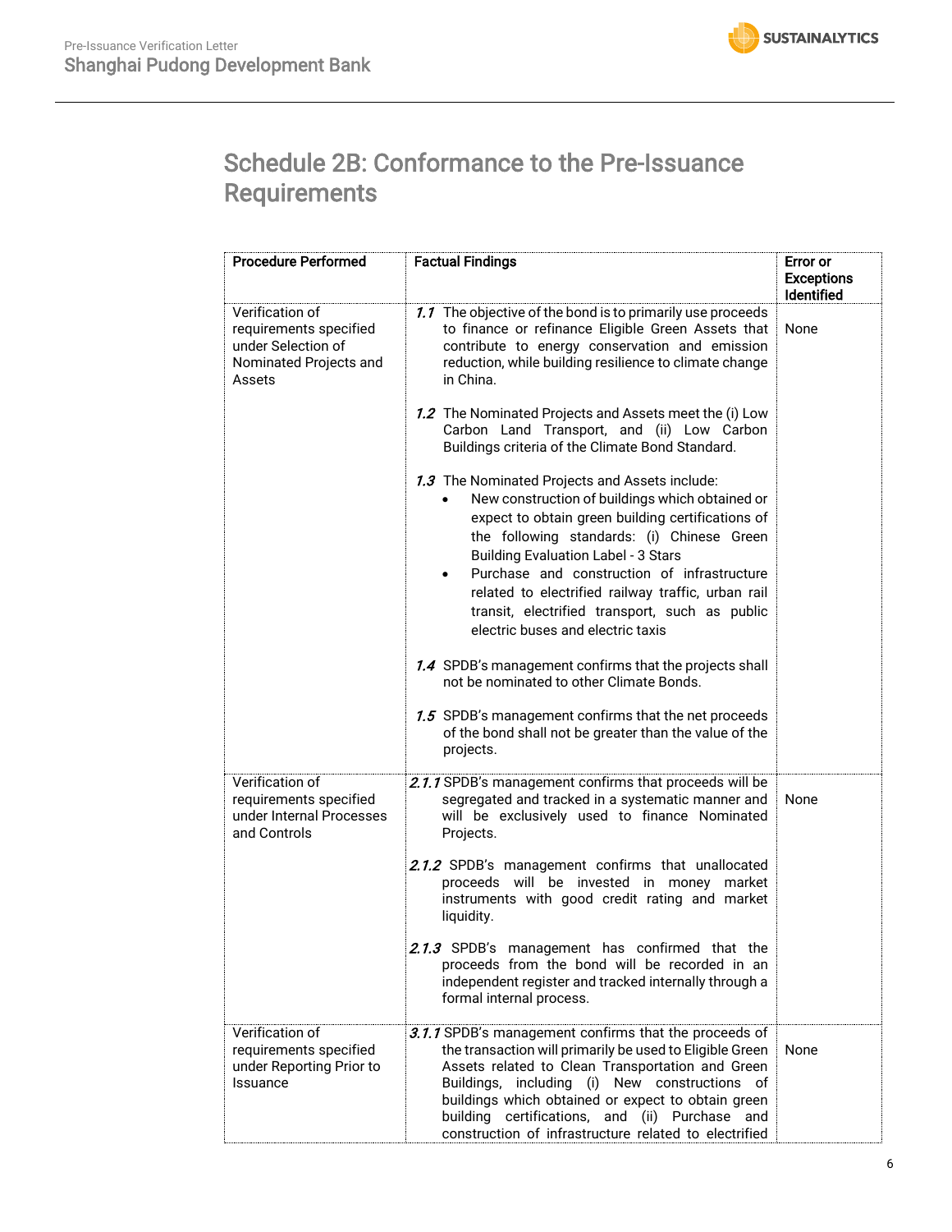## Schedule 2B: Conformance to the Pre-Issuance Requirements

| Procedure Performed | Factual Findings | Error or Exceptions Identified |
|---|---|---|
| Verification of requirements specified under Selection of Nominated Projects and Assets | ***1.1*** The objective of the bond is to primarily use proceeds to finance or refinance Eligible Green Assets that contribute to energy conservation and emission reduction, while building resilience to climate change in China.<br><br>***1.2*** The Nominated Projects and Assets meet the (i) Low Carbon Land Transport, and (ii) Low Carbon Buildings criteria of the Climate Bond Standard.<br><br>***1.3*** The Nominated Projects and Assets include:<br>• New construction of buildings which obtained or expect to obtain green building certifications of the following standards: (i) Chinese Green Building Evaluation Label - 3 Stars<br>• Purchase and construction of infrastructure related to electrified railway traffic, urban rail transit, electrified transport, such as public electric buses and electric taxis<br><br>***1.4*** SPDB's management confirms that the projects shall not be nominated to other Climate Bonds.<br><br>***1.5*** SPDB's management confirms that the net proceeds of the bond shall not be greater than the value of the projects. | None |
| Verification of requirements specified under Internal Processes and Controls | ***2.1.1*** SPDB's management confirms that proceeds will be segregated and tracked in a systematic manner and will be exclusively used to finance Nominated Projects.<br><br>***2.1.2*** SPDB's management confirms that unallocated proceeds will be invested in money market instruments with good credit rating and market liquidity.<br><br>***2.1.3*** SPDB's management has confirmed that the proceeds from the bond will be recorded in an independent register and tracked internally through a formal internal process. | None |
| Verification of requirements specified under Reporting Prior to Issuance | ***3.1.1*** SPDB's management confirms that the proceeds of the transaction will primarily be used to Eligible Green Assets related to Clean Transportation and Green Buildings, including (i) New constructions of buildings which obtained or expect to obtain green building certifications, and (ii) Purchase and construction of infrastructure related to electrified | None |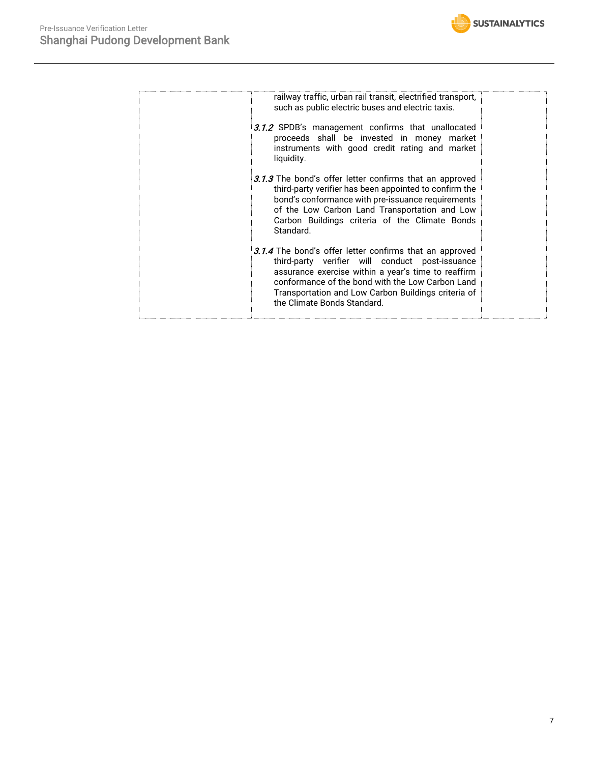|  |  |  |
|---|---|---|
|  | railway traffic, urban rail transit, electrified transport, such as public electric buses and electric taxis.<br><br>***3.1.2*** SPDB's management confirms that unallocated proceeds shall be invested in money market instruments with good credit rating and market liquidity.<br><br>***3.1.3*** The bond's offer letter confirms that an approved third-party verifier has been appointed to confirm the bond's conformance with pre-issuance requirements of the Low Carbon Land Transportation and Low Carbon Buildings criteria of the Climate Bonds Standard.<br><br>***3.1.4*** The bond's offer letter confirms that an approved third-party verifier will conduct post-issuance assurance exercise within a year's time to reaffirm conformance of the bond with the Low Carbon Land Transportation and Low Carbon Buildings criteria of the Climate Bonds Standard. |  |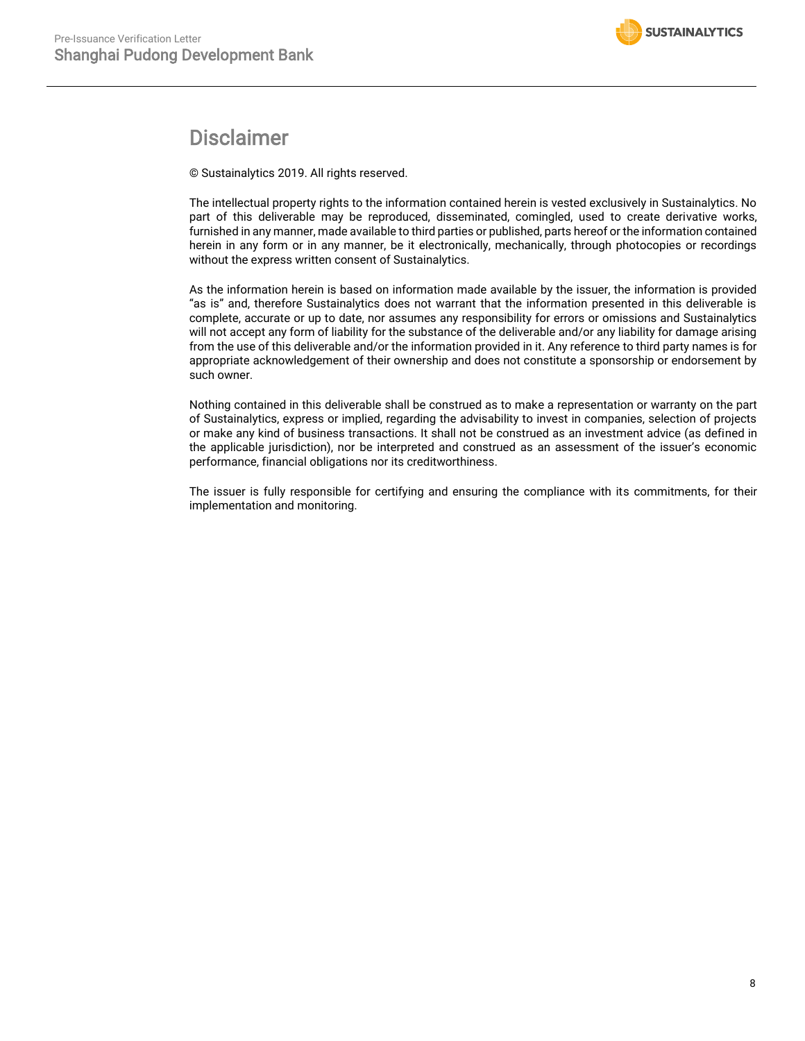# Disclaimer

© Sustainalytics 2019. All rights reserved.

The intellectual property rights to the information contained herein is vested exclusively in Sustainalytics. No part of this deliverable may be reproduced, disseminated, comingled, used to create derivative works, furnished in any manner, made available to third parties or published, parts hereof or the information contained herein in any form or in any manner, be it electronically, mechanically, through photocopies or recordings without the express written consent of Sustainalytics.

As the information herein is based on information made available by the issuer, the information is provided "as is" and, therefore Sustainalytics does not warrant that the information presented in this deliverable is complete, accurate or up to date, nor assumes any responsibility for errors or omissions and Sustainalytics will not accept any form of liability for the substance of the deliverable and/or any liability for damage arising from the use of this deliverable and/or the information provided in it. Any reference to third party names is for appropriate acknowledgement of their ownership and does not constitute a sponsorship or endorsement by such owner.

Nothing contained in this deliverable shall be construed as to make a representation or warranty on the part of Sustainalytics, express or implied, regarding the advisability to invest in companies, selection of projects or make any kind of business transactions. It shall not be construed as an investment advice (as defined in the applicable jurisdiction), nor be interpreted and construed as an assessment of the issuer's economic performance, financial obligations nor its creditworthiness.

The issuer is fully responsible for certifying and ensuring the compliance with its commitments, for their implementation and monitoring.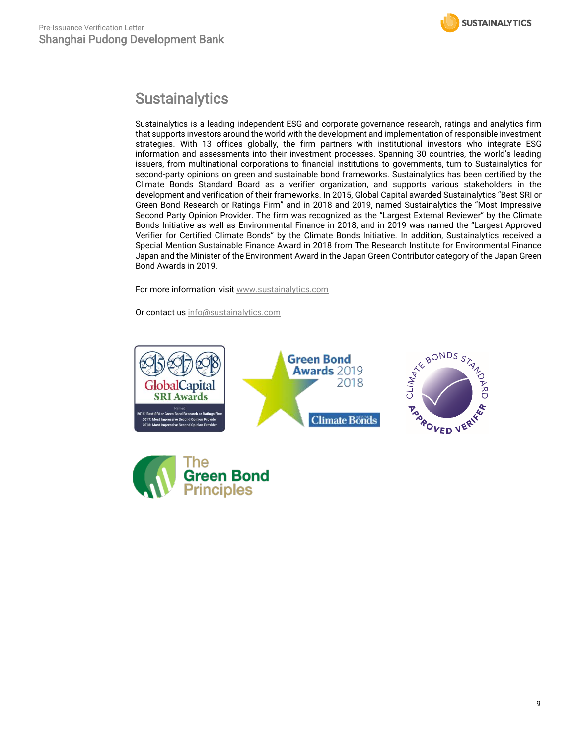# Sustainalytics

Sustainalytics is a leading independent ESG and corporate governance research, ratings and analytics firm that supports investors around the world with the development and implementation of responsible investment strategies. With 13 offices globally, the firm partners with institutional investors who integrate ESG information and assessments into their investment processes. Spanning 30 countries, the world's leading issuers, from multinational corporations to financial institutions to governments, turn to Sustainalytics for second-party opinions on green and sustainable bond frameworks. Sustainalytics has been certified by the Climate Bonds Standard Board as a verifier organization, and supports various stakeholders in the development and verification of their frameworks. In 2015, Global Capital awarded Sustainalytics "Best SRI or Green Bond Research or Ratings Firm" and in 2018 and 2019, named Sustainalytics the "Most Impressive Second Party Opinion Provider. The firm was recognized as the "Largest External Reviewer" by the Climate Bonds Initiative as well as Environmental Finance in 2018, and in 2019 was named the "Largest Approved Verifier for Certified Climate Bonds" by the Climate Bonds Initiative. In addition, Sustainalytics received a Special Mention Sustainable Finance Award in 2018 from The Research Institute for Environmental Finance Japan and the Minister of the Environment Award in the Japan Green Contributor category of the Japan Green Bond Awards in 2019.

For more information, visit www.sustainalytics.com

Or contact us info@sustainalytics.com